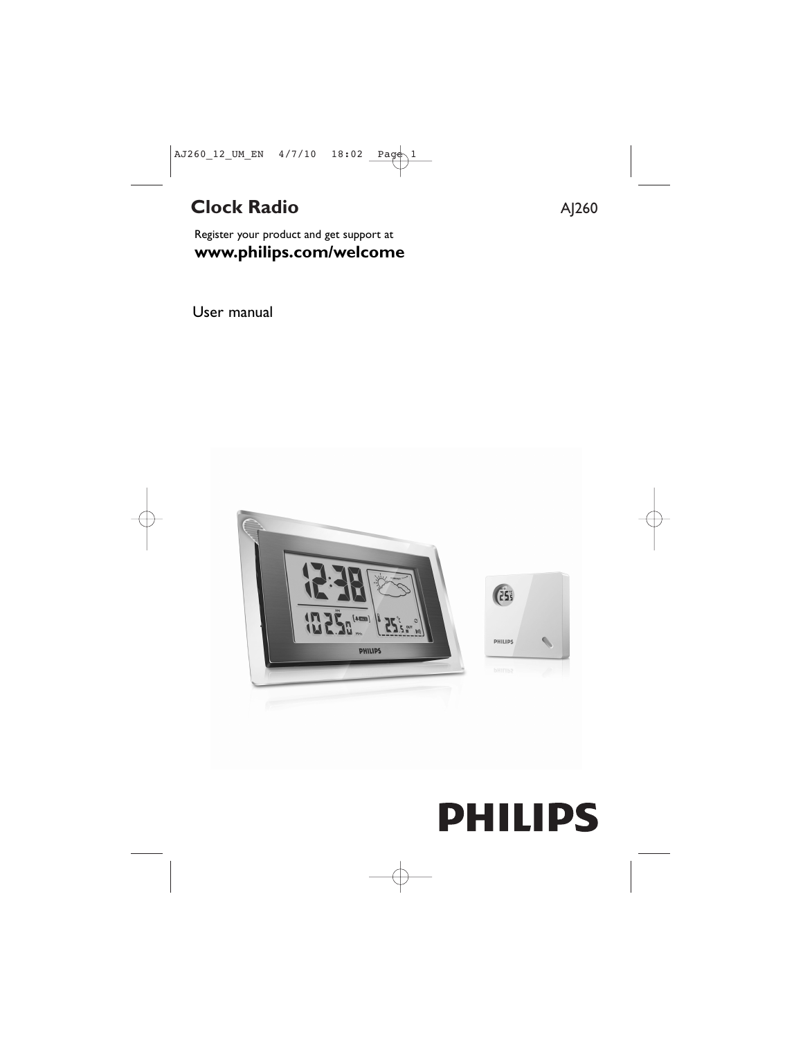# Clock Radio

AJ260

Register your product and get support at

**www.philips.com/welcome**

User manual

**PHILIPS**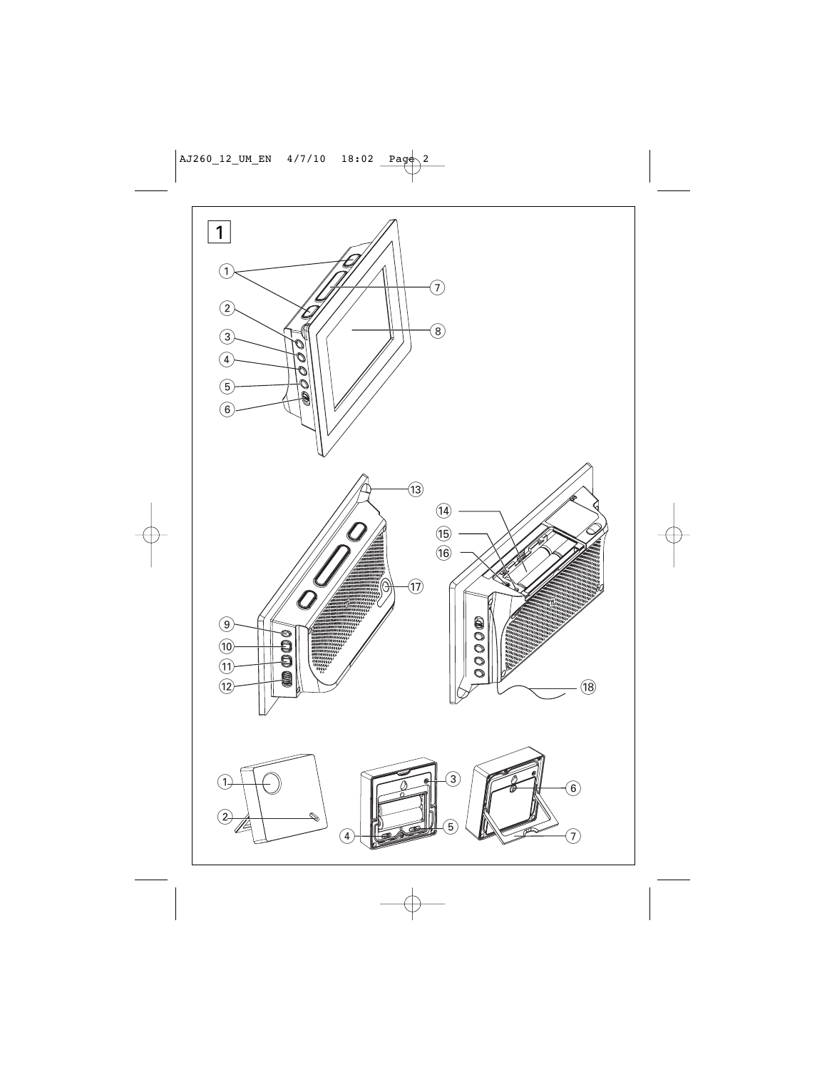1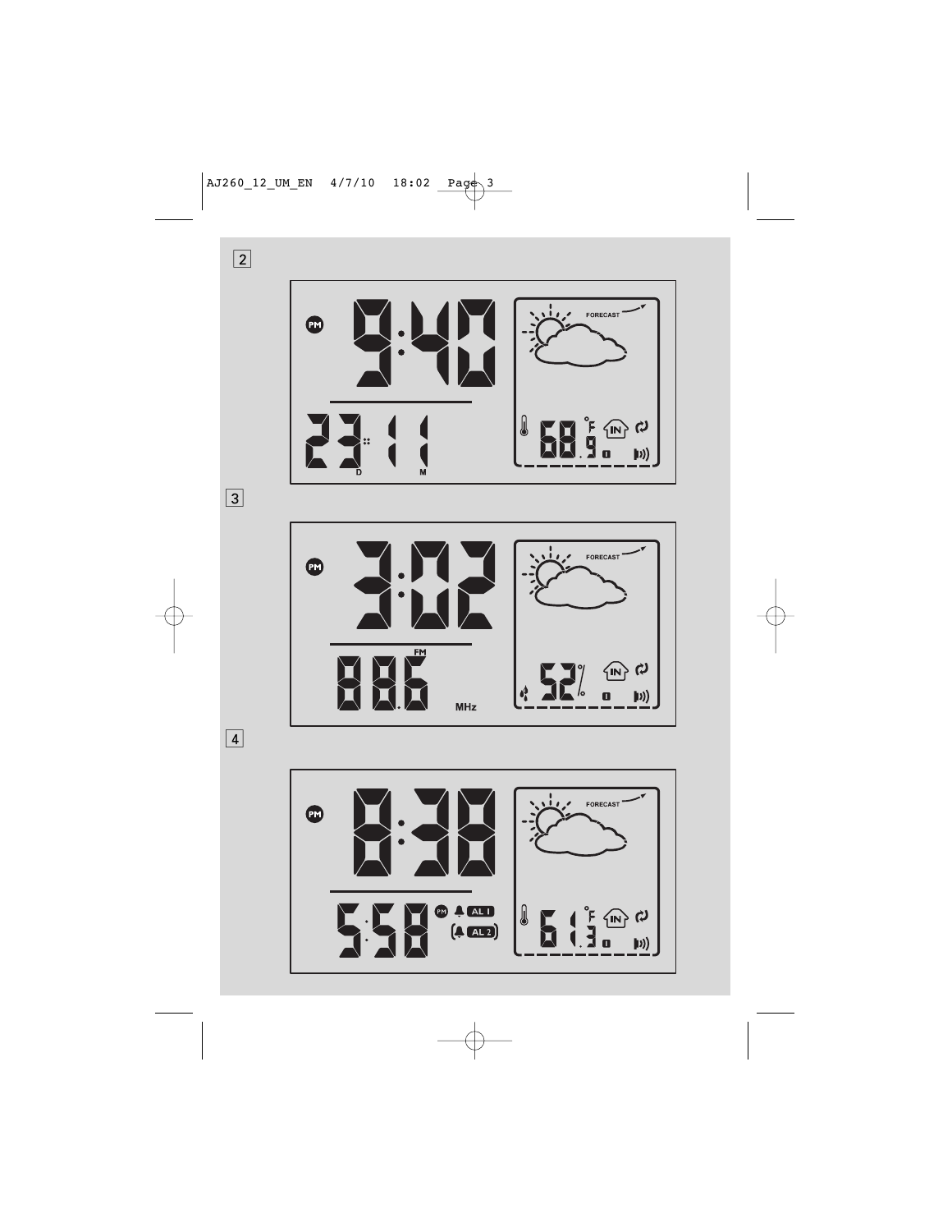2

3

4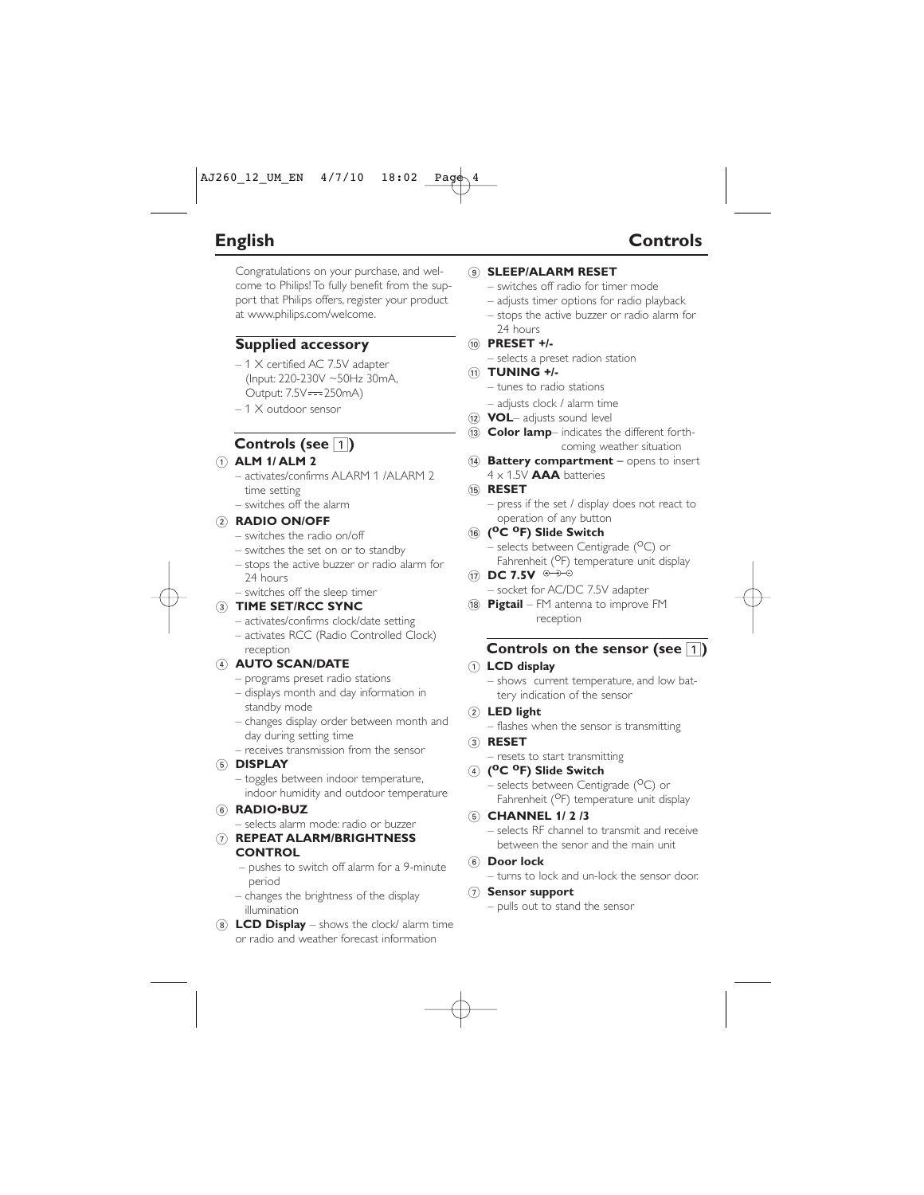# English

# Controls

Congratulations on your purchase, and welcome to Philips! To fully benefit from the support that Philips offers, register your product at www.philips.com/welcome.

## Supplied accessory

– 1 X certified AC 7.5V adapter (Input: 220-230V ~50Hz 30mA, Output: 7.5V⎓250mA)
– 1 X outdoor sensor

## Controls (see 1)

1. **ALM 1/ ALM 2**
   – activates/confirms ALARM 1 /ALARM 2 time setting
   – switches off the alarm
2. **RADIO ON/OFF**
   – switches the radio on/off
   – switches the set on or to standby
   – stops the active buzzer or radio alarm for 24 hours
   – switches off the sleep timer
3. **TIME SET/RCC SYNC**
   – activates/confirms clock/date setting
   – activates RCC (Radio Controlled Clock) reception
4. **AUTO SCAN/DATE**
   – programs preset radio stations
   – displays month and day information in standby mode
   – changes display order between month and day during setting time
   – receives transmission from the sensor
5. **DISPLAY**
   – toggles between indoor temperature, indoor humidity and outdoor temperature
6. **RADIO•BUZ**
   – selects alarm mode: radio or buzzer
7. **REPEAT ALARM/BRIGHTNESS CONTROL**
   – pushes to switch off alarm for a 9-minute period
   – changes the brightness of the display illumination
8. **LCD Display** – shows the clock/ alarm time or radio and weather forecast information
9. **SLEEP/ALARM RESET**
   – switches off radio for timer mode
   – adjusts timer options for radio playback
   – stops the active buzzer or radio alarm for 24 hours
10. **PRESET +/-**
    – selects a preset radion station
11. **TUNING +/-**
    – tunes to radio stations
    – adjusts clock / alarm time
12. **VOL**– adjusts sound level
13. **Color lamp**– indicates the different forthcoming weather situation
14. **Battery compartment** – opens to insert 4 x 1.5V **AAA** batteries
15. **RESET**
    – press if the set / display does not react to operation of any button
16. **(°C °F) Slide Switch**
    – selects between Centigrade (°C) or Fahrenheit (°F) temperature unit display
17. **DC 7.5V**
    – socket for AC/DC 7.5V adapter
18. **Pigtail** – FM antenna to improve FM reception

## Controls on the sensor (see 1)

1. **LCD display**
   – shows current temperature, and low battery indication of the sensor
2. **LED light**
   – flashes when the sensor is transmitting
3. **RESET**
   – resets to start transmitting
4. **(°C °F) Slide Switch**
   – selects between Centigrade (°C) or Fahrenheit (°F) temperature unit display
5. **CHANNEL 1/ 2 /3**
   – selects RF channel to transmit and receive between the senor and the main unit
6. **Door lock**
   – turns to lock and un-lock the sensor door.
7. **Sensor support**
   – pulls out to stand the sensor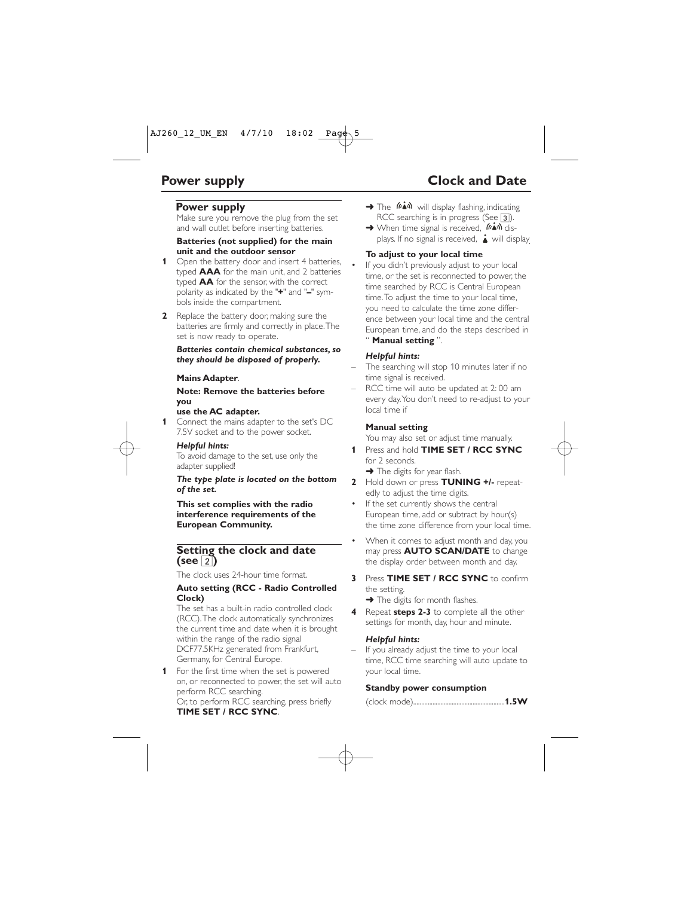# Power supply

## Power supply

Make sure you remove the plug from the set and wall outlet before inserting batteries.

**Batteries (not supplied) for the main unit and the outdoor sensor**

1. Open the battery door and insert 4 batteries, typed **AAA** for the main unit, and 2 batteries typed **AA** for the sensor, with the correct polarity as indicated by the "**+**" and "**–**" symbols inside the compartment.
2. Replace the battery door, making sure the batteries are firmly and correctly in place. The set is now ready to operate.

***Batteries contain chemical substances, so they should be disposed of properly.***

**Mains Adapter**.

**Note: Remove the batteries before you use the AC adapter.**

1. Connect the mains adapter to the set's DC 7.5V socket and to the power socket.

***Helpful hints:***

To avoid damage to the set, use only the adapter supplied!

***The type plate is located on the bottom of the set.***

**This set complies with the radio interference requirements of the European Community.**

# Clock and Date

## Setting the clock and date (see 2)

The clock uses 24-hour time format.

**Auto setting (RCC - Radio Controlled Clock)**

The set has a built-in radio controlled clock (RCC). The clock automatically synchronizes the current time and date when it is brought within the range of the radio signal DCF77.5KHz generated from Frankfurt, Germany, for Central Europe.

1. For the first time when the set is powered on, or reconnected to power, the set will auto perform RCC searching.
   Or, to perform RCC searching, press briefly **TIME SET / RCC SYNC**.
   ➜ The (signal icon) will display flashing, indicating RCC searching is in progress (See 3).
   ➜ When time signal is received, (signal icon) displays. If no signal is received, (icon) will display.

**To adjust to your local time**

- If you didn't previously adjust to your local time, or the set is reconnected to power, the time searched by RCC is Central European time. To adjust the time to your local time, you need to calculate the time zone difference between your local time and the central European time, and do the steps described in " **Manual setting** ".

***Helpful hints:***

- The searching will stop 10 minutes later if no time signal is received.
- RCC time will auto be updated at 2: 00 am every day. You don't need to re-adjust to your local time if

**Manual setting**

You may also set or adjust time manually.

1. Press and hold **TIME SET / RCC SYNC** for 2 seconds.
   ➜ The digits for year flash.
2. Hold down or press **TUNING +/-** repeatedly to adjust the time digits.
   - If the set currently shows the central European time, add or subtract by hour(s) the time zone difference from your local time.
   - When it comes to adjust month and day, you may press **AUTO SCAN/DATE** to change the display order between month and day.
3. Press **TIME SET / RCC SYNC** to confirm the setting.
   ➜ The digits for month flashes.
4. Repeat **steps 2-3** to complete all the other settings for month, day, hour and minute.

***Helpful hints:***

- If you already adjust the time to your local time, RCC time searching will auto update to your local time.

**Standby power consumption**

(clock mode)........................................................**1.5W**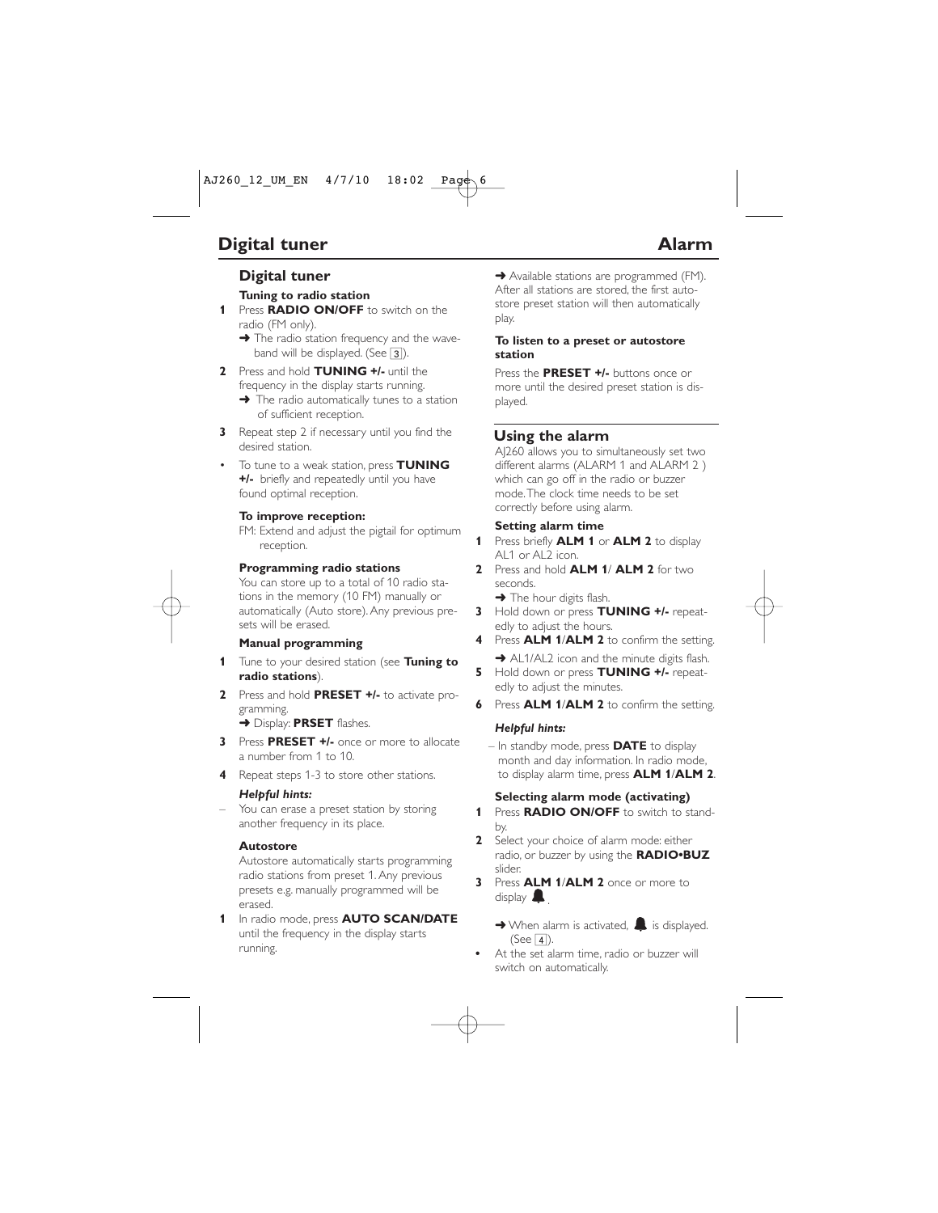# Digital tuner

## Digital tuner

### Tuning to radio station

**1** Press **RADIO ON/OFF** to switch on the radio (FM only).
   ➜ The radio station frequency and the waveband will be displayed. (See 3).

**2** Press and hold **TUNING +/-** until the frequency in the display starts running.
   ➜ The radio automatically tunes to a station of sufficient reception.

**3** Repeat step 2 if necessary until you find the desired station.

- To tune to a weak station, press **TUNING +/-** briefly and repeatedly until you have found optimal reception.

### To improve reception:

FM: Extend and adjust the pigtail for optimum reception.

### Programming radio stations

You can store up to a total of 10 radio stations in the memory (10 FM) manually or automatically (Auto store). Any previous presets will be erased.

### Manual programming

**1** Tune to your desired station (see **Tuning to radio stations**).

**2** Press and hold **PRESET +/-** to activate programming.
   ➜ Display: **PRSET** flashes.

**3** Press **PRESET +/-** once or more to allocate a number from 1 to 10.

**4** Repeat steps 1-3 to store other stations.

***Helpful hints:***

– You can erase a preset station by storing another frequency in its place.

### Autostore

Autostore automatically starts programming radio stations from preset 1. Any previous presets e.g. manually programmed will be erased.

**1** In radio mode, press **AUTO SCAN/DATE** until the frequency in the display starts running.
   ➜ Available stations are programmed (FM). After all stations are stored, the first autostore preset station will then automatically play.

### To listen to a preset or autostore station

Press the **PRESET +/-** buttons once or more until the desired preset station is displayed.

# Alarm

## Using the alarm

AJ260 allows you to simultaneously set two different alarms (ALARM 1 and ALARM 2 ) which can go off in the radio or buzzer mode. The clock time needs to be set correctly before using alarm.

### Setting alarm time

**1** Press briefly **ALM 1** or **ALM 2** to display AL1 or AL2 icon.

**2** Press and hold **ALM 1**/ **ALM 2** for two seconds.
   ➜ The hour digits flash.

**3** Hold down or press **TUNING +/-** repeatedly to adjust the hours.

**4** Press **ALM 1**/**ALM 2** to confirm the setting.
   ➜ AL1/AL2 icon and the minute digits flash.

**5** Hold down or press **TUNING +/-** repeatedly to adjust the minutes.

**6** Press **ALM 1**/**ALM 2** to confirm the setting.

***Helpful hints:***

– In standby mode, press **DATE** to display month and day information. In radio mode, to display alarm time, press **ALM 1**/**ALM 2**.

### Selecting alarm mode (activating)

**1** Press **RADIO ON/OFF** to switch to standby.

**2** Select your choice of alarm mode: either radio, or buzzer by using the **RADIO•BUZ** slider.

**3** Press **ALM 1**/**ALM 2** once or more to display 🔔.
   ➜ When alarm is activated, 🔔 is displayed. (See 4).

- At the set alarm time, radio or buzzer will switch on automatically.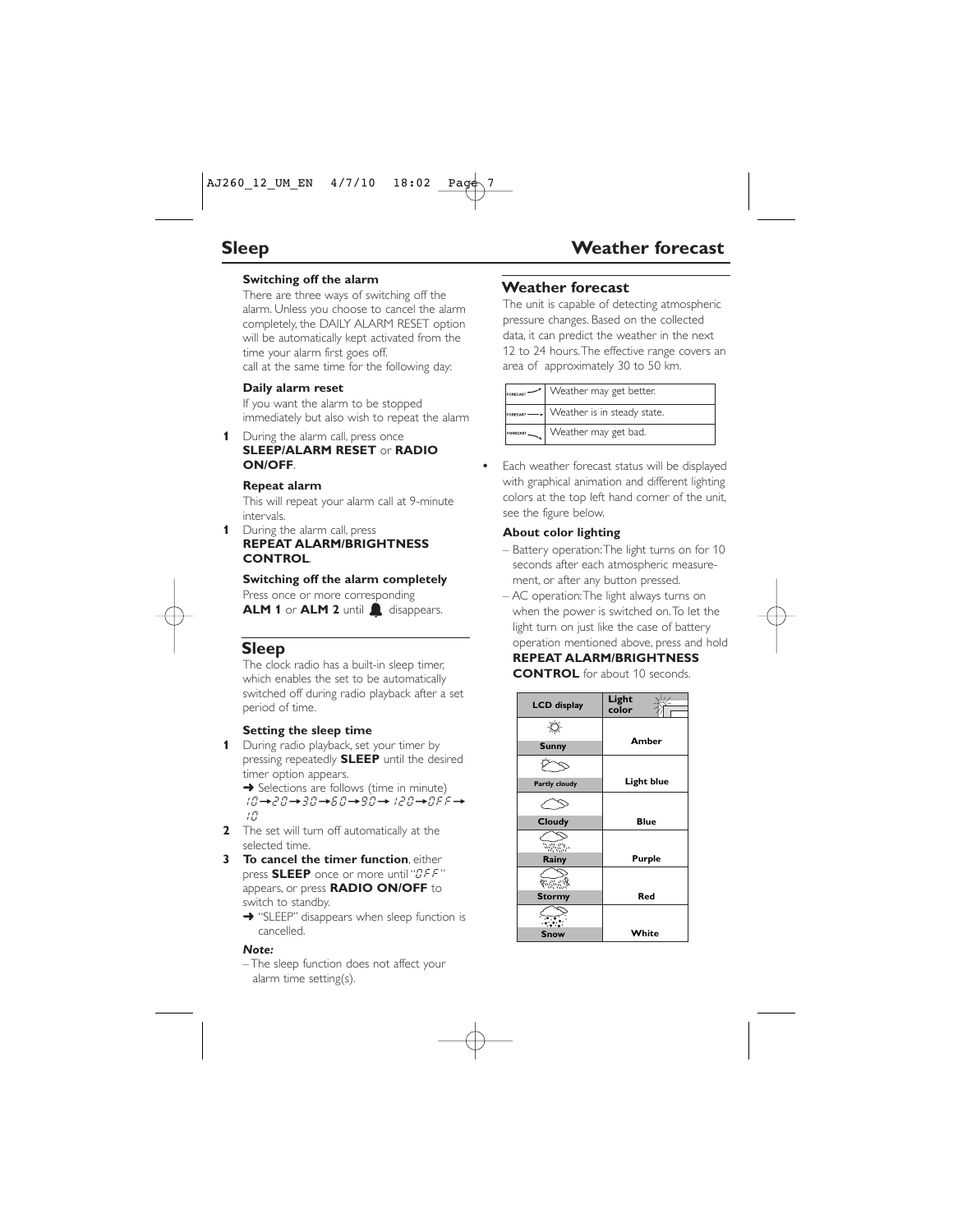## Sleep

**Switching off the alarm**

There are three ways of switching off the alarm. Unless you choose to cancel the alarm completely, the DAILY ALARM RESET option will be automatically kept activated from the time your alarm first goes off.
call at the same time for the following day:

**Daily alarm reset**

If you want the alarm to be stopped immediately but also wish to repeat the alarm

**1** During the alarm call, press once **SLEEP/ALARM RESET** or **RADIO ON/OFF**.

**Repeat alarm**

This will repeat your alarm call at 9-minute intervals.

**1** During the alarm call, press **REPEAT ALARM/BRIGHTNESS CONTROL**.

**Switching off the alarm completely**

Press once or more corresponding **ALM 1** or **ALM 2** until 🔔 disappears.

### Sleep

The clock radio has a built-in sleep timer, which enables the set to be automatically switched off during radio playback after a set period of time.

**Setting the sleep time**

**1** During radio playback, set your timer by pressing repeatedly **SLEEP** until the desired timer option appears.
➜ Selections are follows (time in minute)
10➜20➜30➜60➜90➜ 120➜OFF➜ 10

**2** The set will turn off automatically at the selected time.

**3** **To cancel the timer function**, either press **SLEEP** once or more until "OFF" appears, or press **RADIO ON/OFF** to switch to standby.
➜ "SLEEP" disappears when sleep function is cancelled.

***Note:***
– The sleep function does not affect your alarm time setting(s).

## Weather forecast

### Weather forecast

The unit is capable of detecting atmospheric pressure changes. Based on the collected data, it can predict the weather in the next 12 to 24 hours. The effective range covers an area of approximately 30 to 50 km.

| | |
|---|---|
| FORECAST ↗ | Weather may get better. |
| FORECAST → | Weather is in steady state. |
| FORECAST ↘ | Weather may get bad. |

- Each weather forecast status will be displayed with graphical animation and different lighting colors at the top left hand corner of the unit, see the figure below.

**About color lighting**

– Battery operation: The light turns on for 10 seconds after each atmospheric measurement, or after any button pressed.
– AC operation: The light always turns on when the power is switched on. To let the light turn on just like the case of battery operation mentioned above, press and hold **REPEAT ALARM/BRIGHTNESS CONTROL** for about 10 seconds.

| LCD display | Light color |
|---|---|
| Sunny | Amber |
| Partly cloudy | Light blue |
| Cloudy | Blue |
| Rainy | Purple |
| Stormy | Red |
| Snow | White |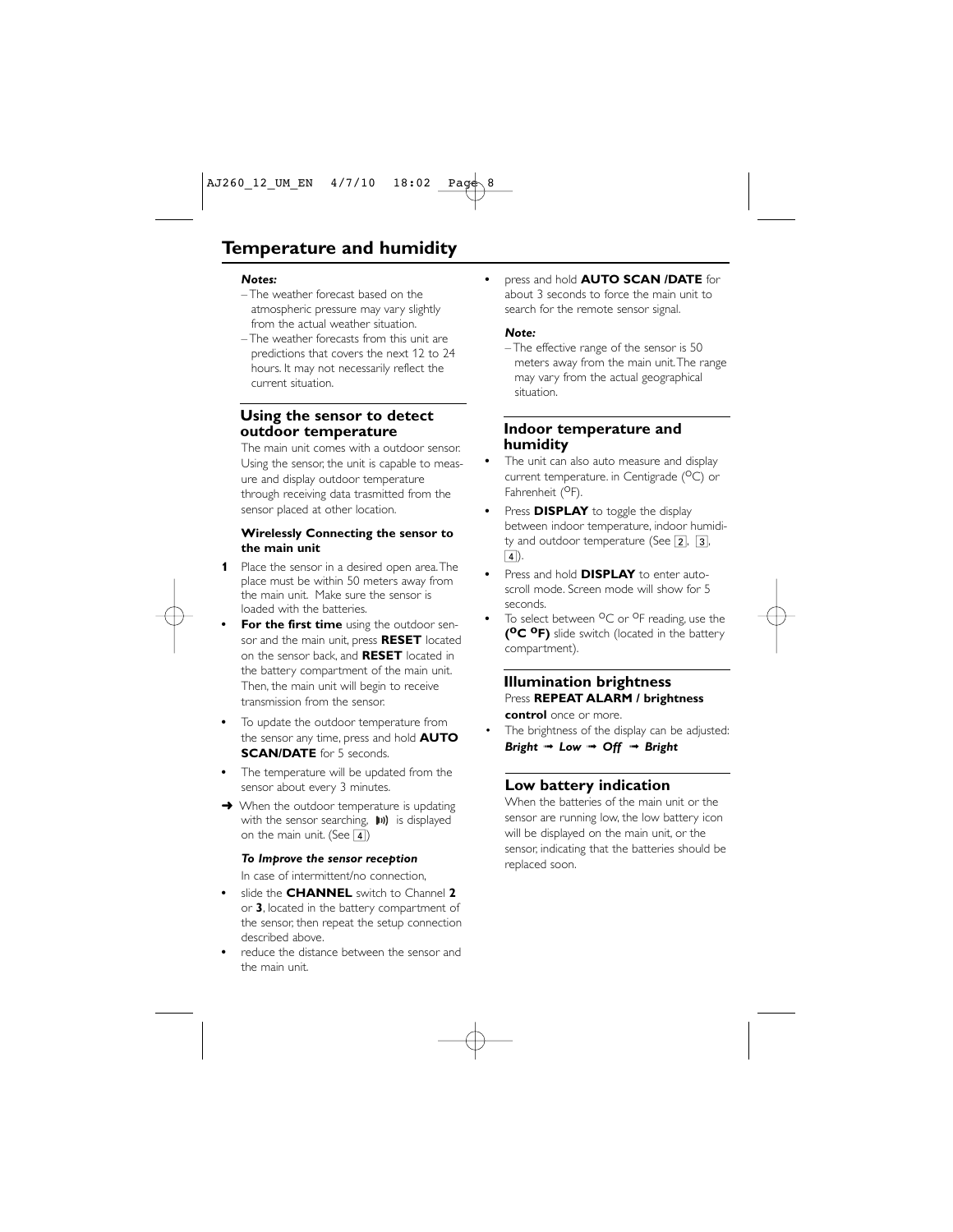# Temperature and humidity

***Notes:***

– The weather forecast based on the atmospheric pressure may vary slightly from the actual weather situation.

– The weather forecasts from this unit are predictions that covers the next 12 to 24 hours. It may not necessarily reflect the current situation.

## Using the sensor to detect outdoor temperature

The main unit comes with a outdoor sensor. Using the sensor, the unit is capable to measure and display outdoor temperature through receiving data trasmitted from the sensor placed at other location.

### Wirelessly Connecting the sensor to the main unit

**1** Place the sensor in a desired open area. The place must be within 50 meters away from the main unit. Make sure the sensor is loaded with the batteries.

- **For the first time** using the outdoor sensor and the main unit, press **RESET** located on the sensor back, and **RESET** located in the battery compartment of the main unit. Then, the main unit will begin to receive transmission from the sensor.
- To update the outdoor temperature from the sensor any time, press and hold **AUTO SCAN/DATE** for 5 seconds.
- The temperature will be updated from the sensor about every 3 minutes.

➜ When the outdoor temperature is updating with the sensor searching, 🔊 is displayed on the main unit. (See 4)

***To Improve the sensor reception***

In case of intermittent/no connection,

- slide the **CHANNEL** switch to Channel **2** or **3**, located in the battery compartment of the sensor, then repeat the setup connection described above.
- reduce the distance between the sensor and the main unit.
- press and hold **AUTO SCAN /DATE** for about 3 seconds to force the main unit to search for the remote sensor signal.

***Note:***

– The effective range of the sensor is 50 meters away from the main unit. The range may vary from the actual geographical situation.

## Indoor temperature and humidity

- The unit can also auto measure and display current temperature. in Centigrade (ºC) or Fahrenheit (ºF).
- Press **DISPLAY** to toggle the display between indoor temperature, indoor humidity and outdoor temperature (See 2, 3, 4).
- Press and hold **DISPLAY** to enter auto-scroll mode. Screen mode will show for 5 seconds.
- To select between ºC or ºF reading, use the **(ºC ºF)** slide switch (located in the battery compartment).

## Illumination brightness

Press **REPEAT ALARM / brightness control** once or more.

- The brightness of the display can be adjusted: ***Bright*** ➟ ***Low*** ➟ ***Off*** ➟ ***Bright***

## Low battery indication

When the batteries of the main unit or the sensor are running low, the low battery icon will be displayed on the main unit, or the sensor, indicating that the batteries should be replaced soon.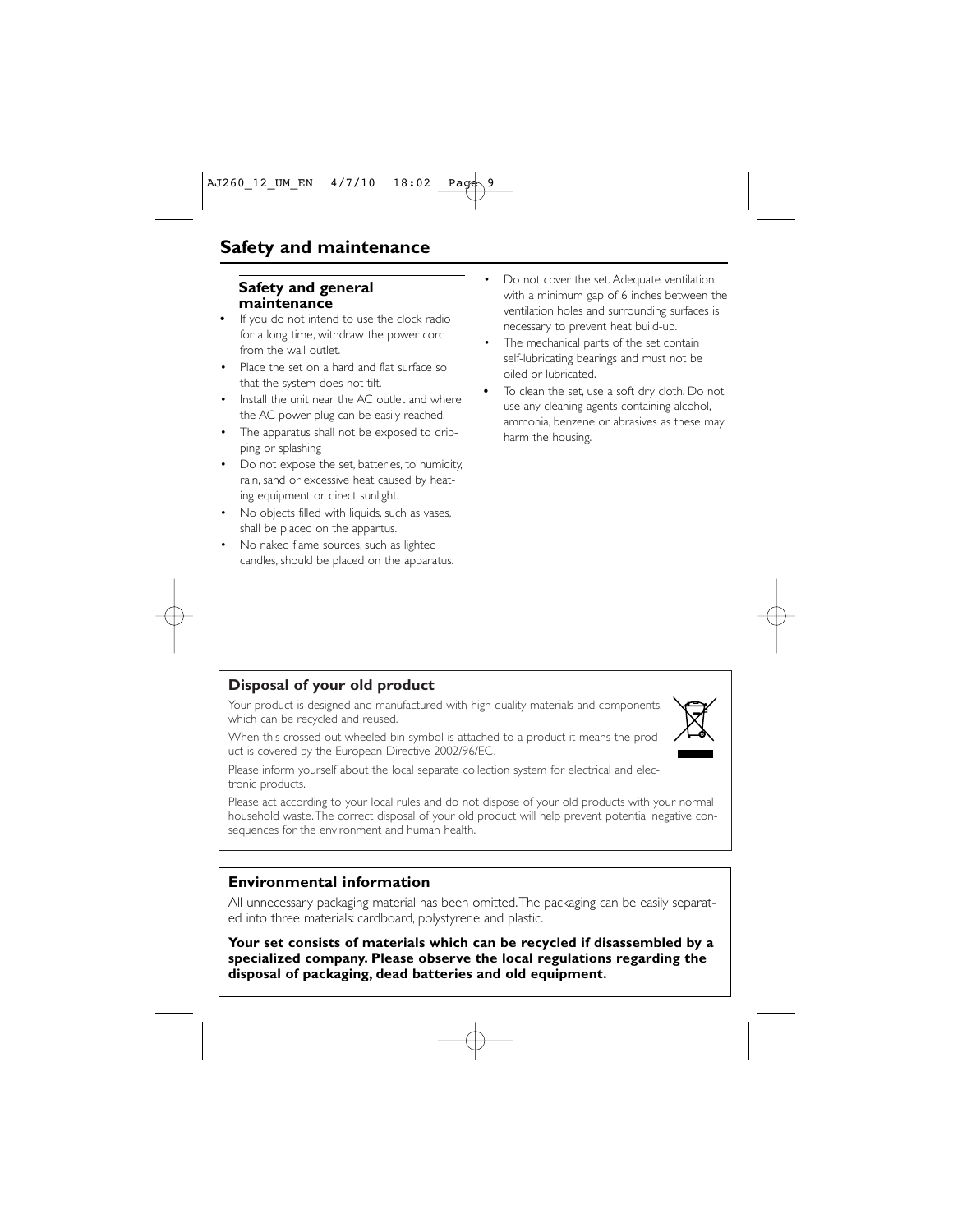# Safety and maintenance

## Safety and general maintenance

- If you do not intend to use the clock radio for a long time, withdraw the power cord from the wall outlet.
- Place the set on a hard and flat surface so that the system does not tilt.
- Install the unit near the AC outlet and where the AC power plug can be easily reached.
- The apparatus shall not be exposed to dripping or splashing
- Do not expose the set, batteries, to humidity, rain, sand or excessive heat caused by heating equipment or direct sunlight.
- No objects filled with liquids, such as vases, shall be placed on the appartus.
- No naked flame sources, such as lighted candles, should be placed on the apparatus.
- Do not cover the set. Adequate ventilation with a minimum gap of 6 inches between the ventilation holes and surrounding surfaces is necessary to prevent heat build-up.
- The mechanical parts of the set contain self-lubricating bearings and must not be oiled or lubricated.
- To clean the set, use a soft dry cloth. Do not use any cleaning agents containing alcohol, ammonia, benzene or abrasives as these may harm the housing.

## Disposal of your old product

Your product is designed and manufactured with high quality materials and components, which can be recycled and reused.

When this crossed-out wheeled bin symbol is attached to a product it means the product is covered by the European Directive 2002/96/EC.

Please inform yourself about the local separate collection system for electrical and electronic products.

Please act according to your local rules and do not dispose of your old products with your normal household waste. The correct disposal of your old product will help prevent potential negative consequences for the environment and human health.

## Environmental information

All unnecessary packaging material has been omitted. The packaging can be easily separated into three materials: cardboard, polystyrene and plastic.

**Your set consists of materials which can be recycled if disassembled by a specialized company. Please observe the local regulations regarding the disposal of packaging, dead batteries and old equipment.**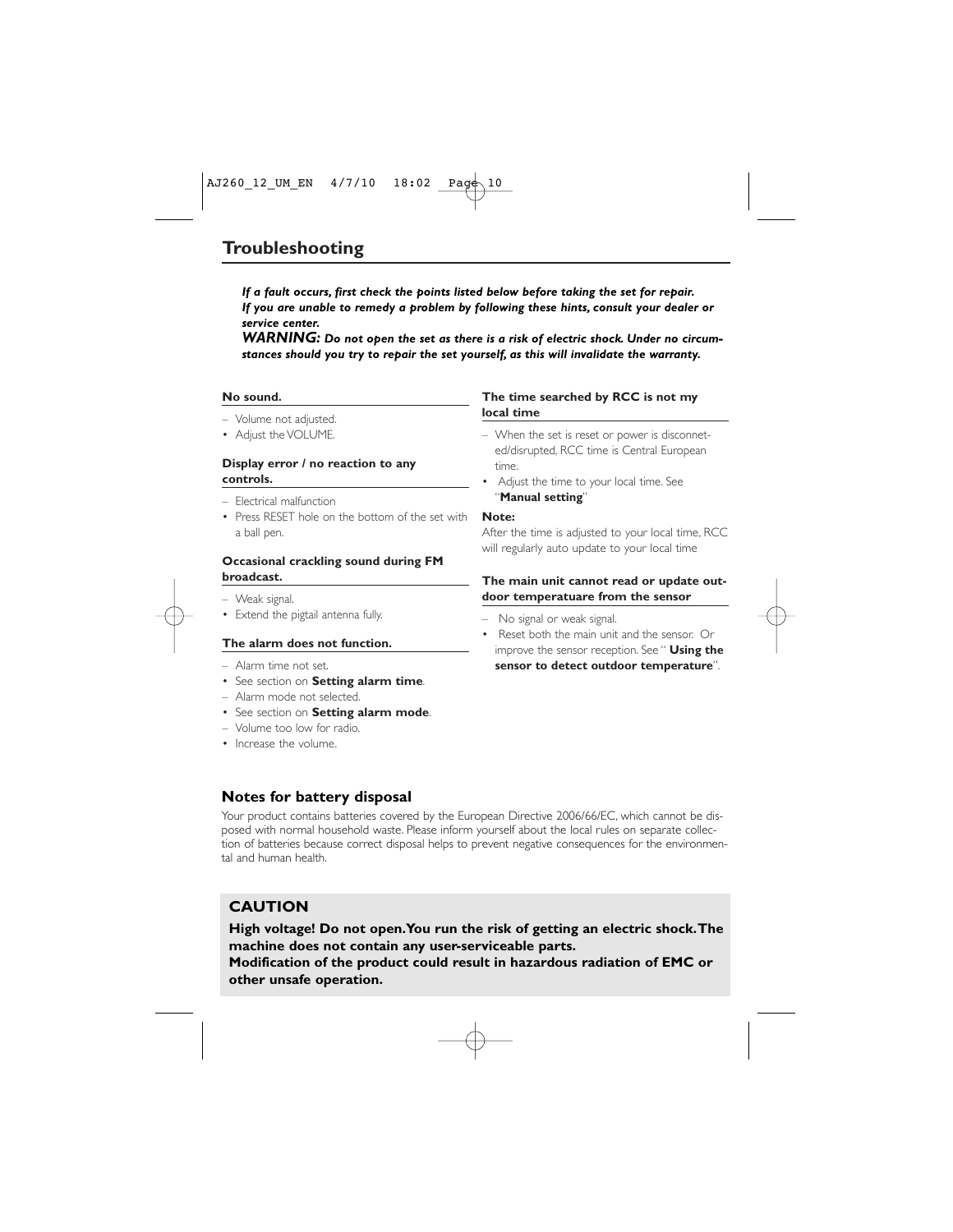# Troubleshooting

***If a fault occurs, first check the points listed below before taking the set for repair. If you are unable to remedy a problem by following these hints, consult your dealer or service center.***

***WARNING: Do not open the set as there is a risk of electric shock. Under no circumstances should you try to repair the set yourself, as this will invalidate the warranty.***

**No sound.**

– Volume not adjusted.
- Adjust the VOLUME.

**Display error / no reaction to any controls.**

– Electrical malfunction
- Press RESET hole on the bottom of the set with a ball pen.

**Occasional crackling sound during FM broadcast.**

– Weak signal.
- Extend the pigtail antenna fully.

**The alarm does not function.**

– Alarm time not set.
- See section on **Setting alarm time**.

– Alarm mode not selected.
- See section on **Setting alarm mode**.

– Volume too low for radio.
- Increase the volume.

**The time searched by RCC is not my local time**

– When the set is reset or power is disconneted/disrupted, RCC time is Central European time.
- Adjust the time to your local time. See "**Manual setting**"

**Note:**
After the time is adjusted to your local time, RCC will regularly auto update to your local time

**The main unit cannot read or update outdoor temperatuare from the sensor**

– No signal or weak signal.
- Reset both the main unit and the sensor. Or improve the sensor reception. See " **Using the sensor to detect outdoor temperature**".

## Notes for battery disposal

Your product contains batteries covered by the European Directive 2006/66/EC, which cannot be disposed with normal household waste. Please inform yourself about the local rules on separate collection of batteries because correct disposal helps to prevent negative consequences for the environmental and human health.

## CAUTION

**High voltage! Do not open.You run the risk of getting an electric shock.The machine does not contain any user-serviceable parts.**
**Modification of the product could result in hazardous radiation of EMC or other unsafe operation.**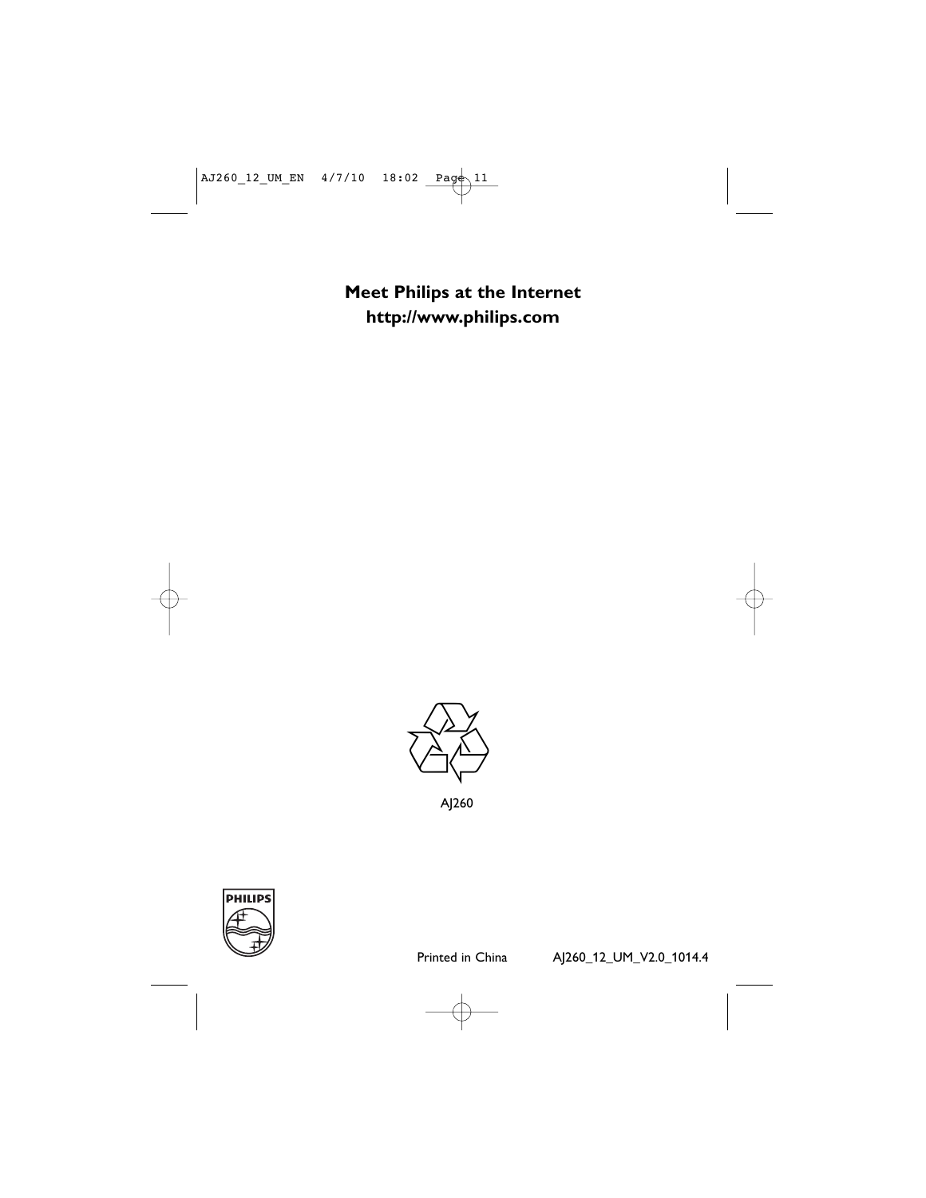**Meet Philips at the Internet**
**http://www.philips.com**

AJ260

Printed in China AJ260_12_UM_V2.0_1014.4